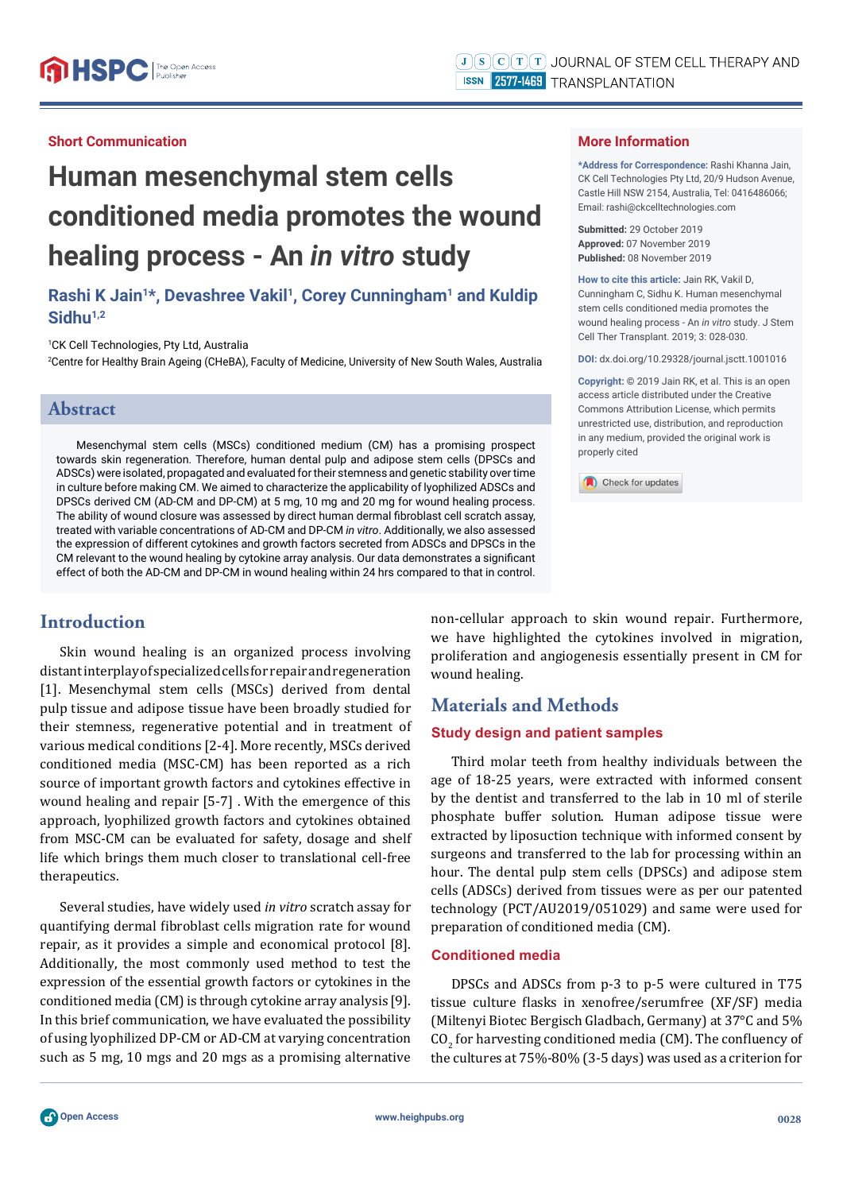Short Communication

# Human mesenchymal stem cells conditioned media promotes the wound healing process - An *in vitro* study

**Rashi K Jain[1]*, Devashree Vakil[1], Corey Cunningham[1] and Kuldip Sidhu[1,2]**

[1]CK Cell Technologies, Pty Ltd, Australia

[2]Centre for Healthy Brain Ageing (CHeBA), Faculty of Medicine, University of New South Wales, Australia

## More Information

***Address for Correspondence:** Rashi Khanna Jain, CK Cell Technologies Pty Ltd, 20/9 Hudson Avenue, Castle Hill NSW 2154, Australia, Tel: 0416486066; Email: rashi@ckcelltechnologies.com

**Submitted:** 29 October 2019

**Approved:** 07 November 2019

**Published:** 08 November 2019

**How to cite this article:** Jain RK, Vakil D, Cunningham C, Sidhu K. Human mesenchymal stem cells conditioned media promotes the wound healing process - An *in vitro* study. J Stem Cell Ther Transplant. 2019; 3: 028-030.

**DOI:** dx.doi.org/10.29328/journal.jsctt.1001016

**Copyright:** © 2019 Jain RK, et al. This is an open access article distributed under the Creative Commons Attribution License, which permits unrestricted use, distribution, and reproduction in any medium, provided the original work is properly cited

## Abstract

Mesenchymal stem cells (MSCs) conditioned medium (CM) has a promising prospect towards skin regeneration. Therefore, human dental pulp and adipose stem cells (DPSCs and ADSCs) were isolated, propagated and evaluated for their stemness and genetic stability over time in culture before making CM. We aimed to characterize the applicability of lyophilized ADSCs and DPSCs derived CM (AD-CM and DP-CM) at 5 mg, 10 mg and 20 mg for wound healing process. The ability of wound closure was assessed by direct human dermal fibroblast cell scratch assay, treated with variable concentrations of AD-CM and DP-CM *in vitro*. Additionally, we also assessed the expression of different cytokines and growth factors secreted from ADSCs and DPSCs in the CM relevant to the wound healing by cytokine array analysis. Our data demonstrates a significant effect of both the AD-CM and DP-CM in wound healing within 24 hrs compared to that in control.

## Introduction

Skin wound healing is an organized process involving distant interplay of specialized cells for repair and regeneration [1]. Mesenchymal stem cells (MSCs) derived from dental pulp tissue and adipose tissue have been broadly studied for their stemness, regenerative potential and in treatment of various medical conditions [2-4]. More recently, MSCs derived conditioned media (MSC-CM) has been reported as a rich source of important growth factors and cytokines effective in wound healing and repair [5-7] . With the emergence of this approach, lyophilized growth factors and cytokines obtained from MSC-CM can be evaluated for safety, dosage and shelf life which brings them much closer to translational cell-free therapeutics.

Several studies, have widely used *in vitro* scratch assay for quantifying dermal fibroblast cells migration rate for wound repair, as it provides a simple and economical protocol [8]. Additionally, the most commonly used method to test the expression of the essential growth factors or cytokines in the conditioned media (CM) is through cytokine array analysis [9]. In this brief communication, we have evaluated the possibility of using lyophilized DP-CM or AD-CM at varying concentration such as 5 mg, 10 mgs and 20 mgs as a promising alternative non-cellular approach to skin wound repair. Furthermore, we have highlighted the cytokines involved in migration, proliferation and angiogenesis essentially present in CM for wound healing.

## Materials and Methods

### Study design and patient samples

Third molar teeth from healthy individuals between the age of 18-25 years, were extracted with informed consent by the dentist and transferred to the lab in 10 ml of sterile phosphate buffer solution. Human adipose tissue were extracted by liposuction technique with informed consent by surgeons and transferred to the lab for processing within an hour. The dental pulp stem cells (DPSCs) and adipose stem cells (ADSCs) derived from tissues were as per our patented technology (PCT/AU2019/051029) and same were used for preparation of conditioned media (CM).

### Conditioned media

DPSCs and ADSCs from p-3 to p-5 were cultured in T75 tissue culture flasks in xenofree/serumfree (XF/SF) media (Miltenyi Biotec Bergisch Gladbach, Germany) at 37°C and 5% $CO_2$ for harvesting conditioned media (CM). The confluency of the cultures at 75%-80% (3-5 days) was used as a criterion for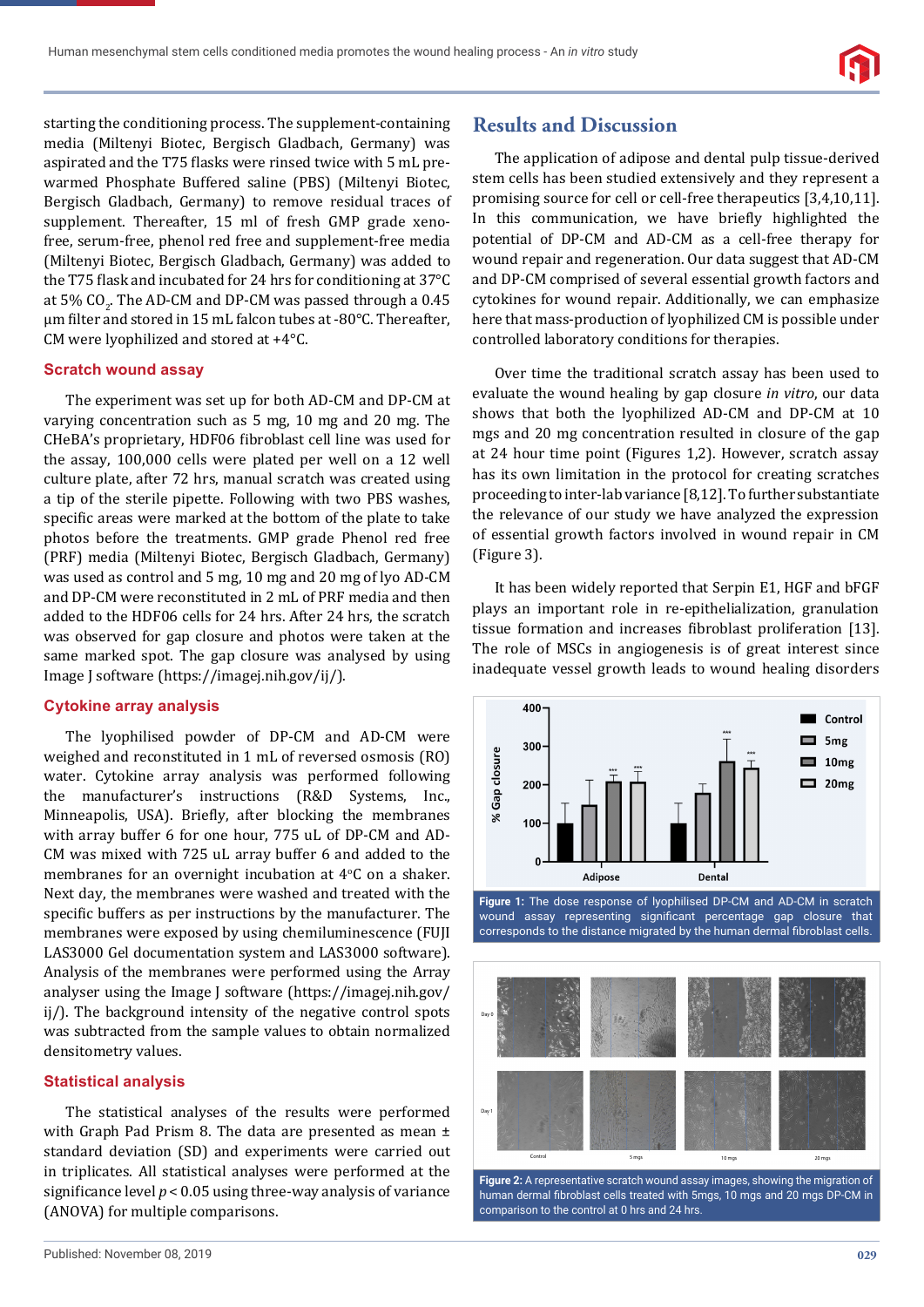starting the conditioning process. The supplement-containing media (Miltenyi Biotec, Bergisch Gladbach, Germany) was aspirated and the T75 flasks were rinsed twice with 5 mL pre-warmed Phosphate Buffered saline (PBS) (Miltenyi Biotec, Bergisch Gladbach, Germany) to remove residual traces of supplement. Thereafter, 15 ml of fresh GMP grade xeno-free, serum-free, phenol red free and supplement-free media (Miltenyi Biotec, Bergisch Gladbach, Germany) was added to the T75 flask and incubated for 24 hrs for conditioning at 37°C at 5% $CO_2$. The AD-CM and DP-CM was passed through a 0.45 µm filter and stored in 15 mL falcon tubes at -80°C. Thereafter, CM were lyophilized and stored at +4°C.

### Scratch wound assay

The experiment was set up for both AD-CM and DP-CM at varying concentration such as 5 mg, 10 mg and 20 mg. The CHeBA's proprietary, HDF06 fibroblast cell line was used for the assay, 100,000 cells were plated per well on a 12 well culture plate, after 72 hrs, manual scratch was created using a tip of the sterile pipette. Following with two PBS washes, specific areas were marked at the bottom of the plate to take photos before the treatments. GMP grade Phenol red free (PRF) media (Miltenyi Biotec, Bergisch Gladbach, Germany) was used as control and 5 mg, 10 mg and 20 mg of lyo AD-CM and DP-CM were reconstituted in 2 mL of PRF media and then added to the HDF06 cells for 24 hrs. After 24 hrs, the scratch was observed for gap closure and photos were taken at the same marked spot. The gap closure was analysed by using Image J software (https://imagej.nih.gov/ij/).

### Cytokine array analysis

The lyophilised powder of DP-CM and AD-CM were weighed and reconstituted in 1 mL of reversed osmosis (RO) water. Cytokine array analysis was performed following the manufacturer's instructions (R&D Systems, Inc., Minneapolis, USA). Briefly, after blocking the membranes with array buffer 6 for one hour, 775 uL of DP-CM and AD-CM was mixed with 725 uL array buffer 6 and added to the membranes for an overnight incubation at 4°C on a shaker. Next day, the membranes were washed and treated with the specific buffers as per instructions by the manufacturer. The membranes were exposed by using chemiluminescence (FUJI LAS3000 Gel documentation system and LAS3000 software). Analysis of the membranes were performed using the Array analyser using the Image J software (https://imagej.nih.gov/ij/). The background intensity of the negative control spots was subtracted from the sample values to obtain normalized densitometry values.

### Statistical analysis

The statistical analyses of the results were performed with Graph Pad Prism 8. The data are presented as mean ± standard deviation (SD) and experiments were carried out in triplicates. All statistical analyses were performed at the significance level $p < 0.05$ using three-way analysis of variance (ANOVA) for multiple comparisons.

## Results and Discussion

The application of adipose and dental pulp tissue-derived stem cells has been studied extensively and they represent a promising source for cell or cell-free therapeutics [3,4,10,11]. In this communication, we have briefly highlighted the potential of DP-CM and AD-CM as a cell-free therapy for wound repair and regeneration. Our data suggest that AD-CM and DP-CM comprised of several essential growth factors and cytokines for wound repair. Additionally, we can emphasize here that mass-production of lyophilized CM is possible under controlled laboratory conditions for therapies.

Over time the traditional scratch assay has been used to evaluate the wound healing by gap closure *in vitro*, our data shows that both the lyophilized AD-CM and DP-CM at 10 mgs and 20 mg concentration resulted in closure of the gap at 24 hour time point (Figures 1,2). However, scratch assay has its own limitation in the protocol for creating scratches proceeding to inter-lab variance [8,12]. To further substantiate the relevance of our study we have analyzed the expression of essential growth factors involved in wound repair in CM (Figure 3).

It has been widely reported that Serpin E1, HGF and bFGF plays an important role in re-epithelialization, granulation tissue formation and increases fibroblast proliferation [13]. The role of MSCs in angiogenesis is of great interest since inadequate vessel growth leads to wound healing disorders

**Figure 1:** The dose response of lyophilised DP-CM and AD-CM in scratch wound assay representing significant percentage gap closure that corresponds to the distance migrated by the human dermal fibroblast cells.

**Figure 2:** A representative scratch wound assay images, showing the migration of human dermal fibroblast cells treated with 5mgs, 10 mgs and 20 mgs DP-CM in comparison to the control at 0 hrs and 24 hrs.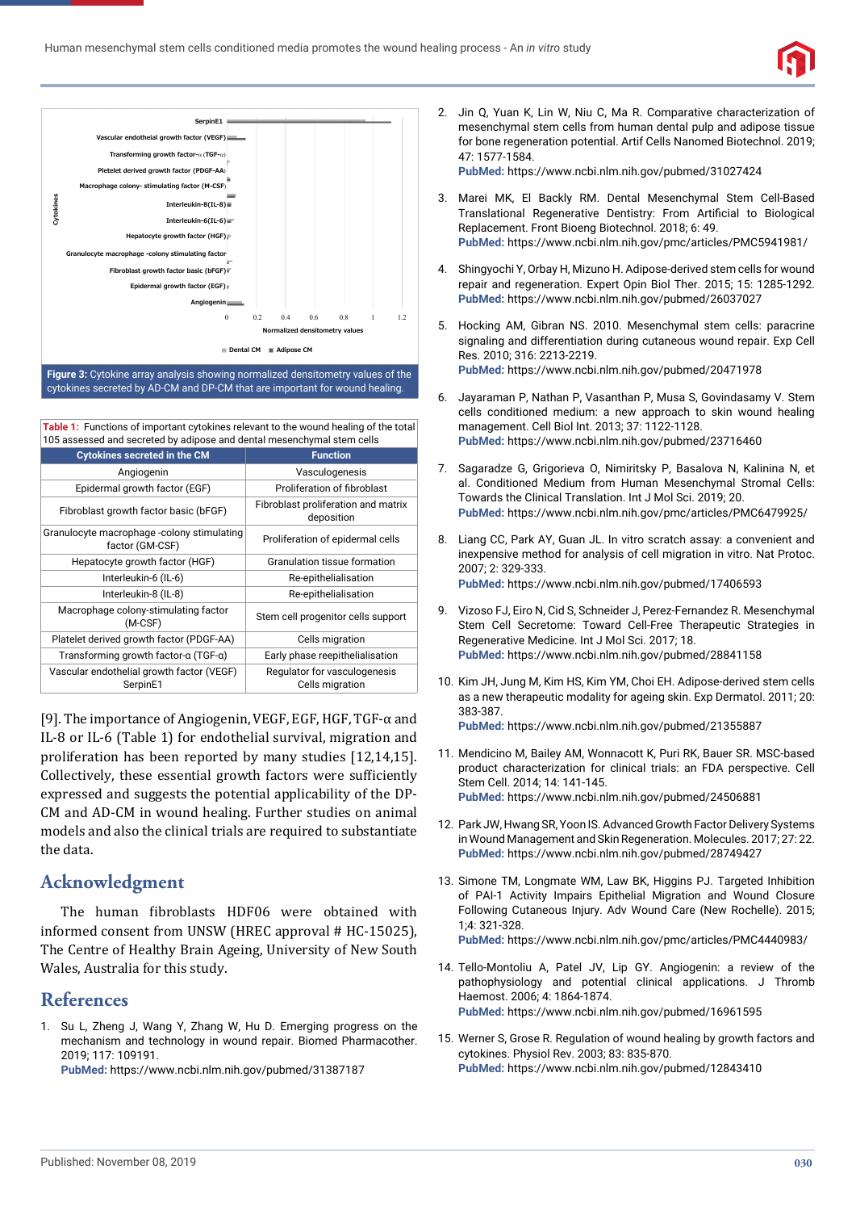SerpinE1

Vascular endothelial growth factor (VEGF)

Transforming growth factor-α (TGF-α)

Pletelet derived growth factor (PDGF-AA)

Macrophage colony- stimulating factor (M-CSF)

Interleukin-8(IL-8)

Interleukin-6(IL-6)

Hepatocyte growth factor (HGF)

Granulocyte macrophage -colony stimulating factor

Fibroblast growth factor basic (bFGF)

Epidermal growth factor (EGF)

Angiogenin

Cytokines

0 0.2 0.4 0.6 0.8 1 1.2

Normalized densitometry values

Dental CM Adipose CM

**Figure 3:** Cytokine array analysis showing normalized densitometry values of the cytokines secreted by AD-CM and DP-CM that are important for wound healing.

**Table 1:** Functions of important cytokines relevant to the wound healing of the total 105 assessed and secreted by adipose and dental mesenchymal stem cells

| Cytokines secreted in the CM | Function |
|---|---|
| Angiogenin | Vasculogenesis |
| Epidermal growth factor (EGF) | Proliferation of fibroblast |
| Fibroblast growth factor basic (bFGF) | Fibroblast proliferation and matrix deposition |
| Granulocyte macrophage -colony stimulating factor (GM-CSF) | Proliferation of epidermal cells |
| Hepatocyte growth factor (HGF) | Granulation tissue formation |
| Interleukin-6 (IL-6) | Re-epithelialisation |
| Interleukin-8 (IL-8) | Re-epithelialisation |
| Macrophage colony-stimulating factor (M-CSF) | Stem cell progenitor cells support |
| Platelet derived growth factor (PDGF-AA) | Cells migration |
| Transforming growth factor-α (TGF-α) | Early phase reepithelialisation |
| Vascular endothelial growth factor (VEGF) SerpinE1 | Regulator for vasculogenesis Cells migration |

[9]. The importance of Angiogenin, VEGF, EGF, HGF, TGF-α and IL-8 or IL-6 (Table 1) for endothelial survival, migration and proliferation has been reported by many studies [12,14,15]. Collectively, these essential growth factors were sufficiently expressed and suggests the potential applicability of the DP-CM and AD-CM in wound healing. Further studies on animal models and also the clinical trials are required to substantiate the data.

## Acknowledgment

The human fibroblasts HDF06 were obtained with informed consent from UNSW (HREC approval # HC-15025), The Centre of Healthy Brain Ageing, University of New South Wales, Australia for this study.

## References

1. Su L, Zheng J, Wang Y, Zhang W, Hu D. Emerging progress on the mechanism and technology in wound repair. Biomed Pharmacother. 2019; 117: 109191. **PubMed:** https://www.ncbi.nlm.nih.gov/pubmed/31387187
2. Jin Q, Yuan K, Lin W, Niu C, Ma R. Comparative characterization of mesenchymal stem cells from human dental pulp and adipose tissue for bone regeneration potential. Artif Cells Nanomed Biotechnol. 2019; 47: 1577-1584. **PubMed:** https://www.ncbi.nlm.nih.gov/pubmed/31027424
3. Marei MK, El Backly RM. Dental Mesenchymal Stem Cell-Based Translational Regenerative Dentistry: From Artificial to Biological Replacement. Front Bioeng Biotechnol. 2018; 6: 49. **PubMed:** https://www.ncbi.nlm.nih.gov/pmc/articles/PMC5941981/
4. Shingyochi Y, Orbay H, Mizuno H. Adipose-derived stem cells for wound repair and regeneration. Expert Opin Biol Ther. 2015; 15: 1285-1292. **PubMed:** https://www.ncbi.nlm.nih.gov/pubmed/26037027
5. Hocking AM, Gibran NS. 2010. Mesenchymal stem cells: paracrine signaling and differentiation during cutaneous wound repair. Exp Cell Res. 2010; 316: 2213-2219. **PubMed:** https://www.ncbi.nlm.nih.gov/pubmed/20471978
6. Jayaraman P, Nathan P, Vasanthan P, Musa S, Govindasamy V. Stem cells conditioned medium: a new approach to skin wound healing management. Cell Biol Int. 2013; 37: 1122-1128. **PubMed:** https://www.ncbi.nlm.nih.gov/pubmed/23716460
7. Sagaradze G, Grigorieva O, Nimiritsky P, Basalova N, Kalinina N, et al. Conditioned Medium from Human Mesenchymal Stromal Cells: Towards the Clinical Translation. Int J Mol Sci. 2019; 20. **PubMed:** https://www.ncbi.nlm.nih.gov/pmc/articles/PMC6479925/
8. Liang CC, Park AY, Guan JL. In vitro scratch assay: a convenient and inexpensive method for analysis of cell migration in vitro. Nat Protoc. 2007; 2: 329-333. **PubMed:** https://www.ncbi.nlm.nih.gov/pubmed/17406593
9. Vizoso FJ, Eiro N, Cid S, Schneider J, Perez-Fernandez R. Mesenchymal Stem Cell Secretome: Toward Cell-Free Therapeutic Strategies in Regenerative Medicine. Int J Mol Sci. 2017; 18. **PubMed:** https://www.ncbi.nlm.nih.gov/pubmed/28841158
10. Kim JH, Jung M, Kim HS, Kim YM, Choi EH. Adipose-derived stem cells as a new therapeutic modality for ageing skin. Exp Dermatol. 2011; 20: 383-387. **PubMed:** https://www.ncbi.nlm.nih.gov/pubmed/21355887
11. Mendicino M, Bailey AM, Wonnacott K, Puri RK, Bauer SR. MSC-based product characterization for clinical trials: an FDA perspective. Cell Stem Cell. 2014; 14: 141-145. **PubMed:** https://www.ncbi.nlm.nih.gov/pubmed/24506881
12. Park JW, Hwang SR, Yoon IS. Advanced Growth Factor Delivery Systems in Wound Management and Skin Regeneration. Molecules. 2017; 27: 22. **PubMed:** https://www.ncbi.nlm.nih.gov/pubmed/28749427
13. Simone TM, Longmate WM, Law BK, Higgins PJ. Targeted Inhibition of PAI-1 Activity Impairs Epithelial Migration and Wound Closure Following Cutaneous Injury. Adv Wound Care (New Rochelle). 2015; 1;4: 321-328. **PubMed:** https://www.ncbi.nlm.nih.gov/pmc/articles/PMC4440983/
14. Tello-Montoliu A, Patel JV, Lip GY. Angiogenin: a review of the pathophysiology and potential clinical applications. J Thromb Haemost. 2006; 4: 1864-1874. **PubMed:** https://www.ncbi.nlm.nih.gov/pubmed/16961595
15. Werner S, Grose R. Regulation of wound healing by growth factors and cytokines. Physiol Rev. 2003; 83: 835-870. **PubMed:** https://www.ncbi.nlm.nih.gov/pubmed/12843410